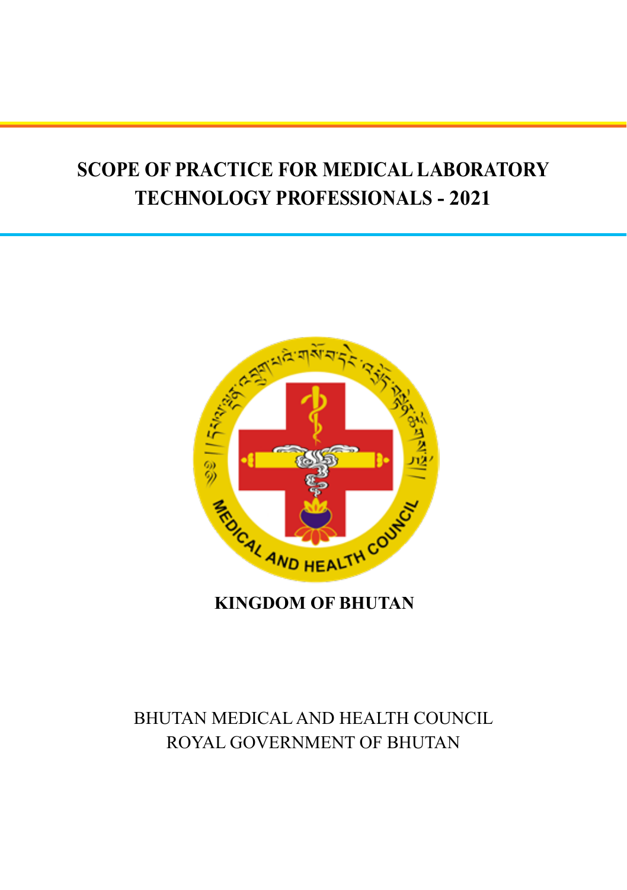# SCOPE OF PRACTICE FOR MEDICAL LABORATORY TECHNOLOGY PROFESSIONALS - 2021

**KINGDOM OF BHUTAN**

BHUTAN MEDICAL AND HEALTH COUNCIL
ROYAL GOVERNMENT OF BHUTAN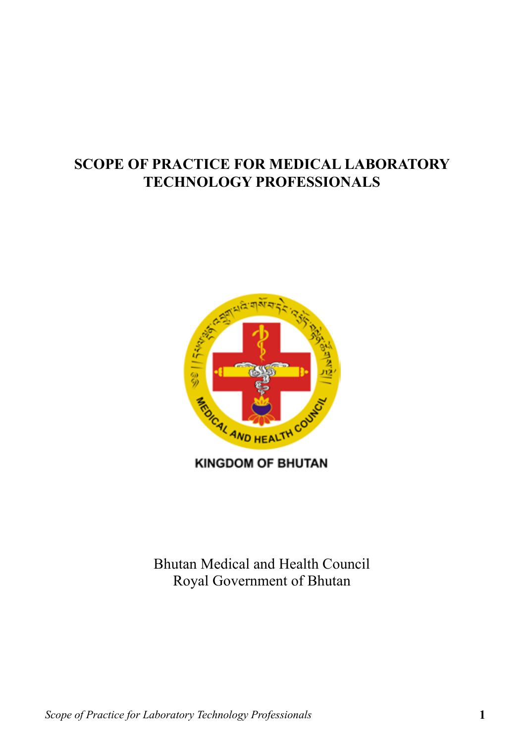# SCOPE OF PRACTICE FOR MEDICAL LABORATORY TECHNOLOGY PROFESSIONALS

KINGDOM OF BHUTAN

Bhutan Medical and Health Council
Royal Government of Bhutan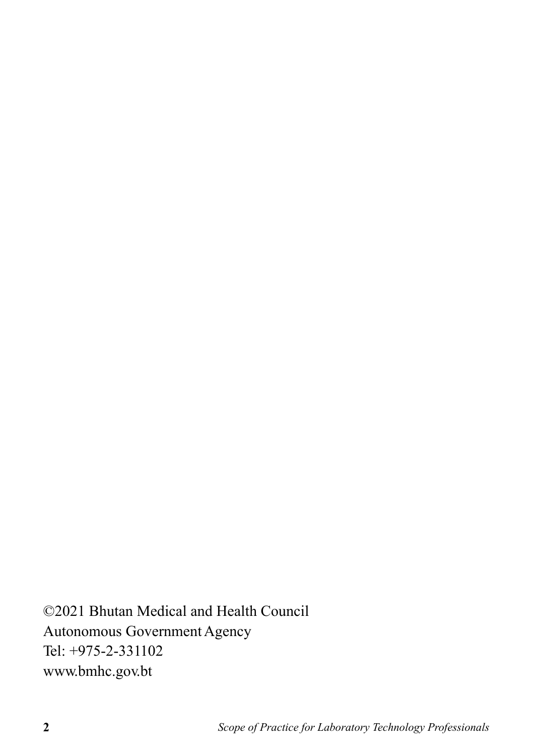©2021 Bhutan Medical and Health Council
Autonomous Government Agency
Tel: +975-2-331102
www.bmhc.gov.bt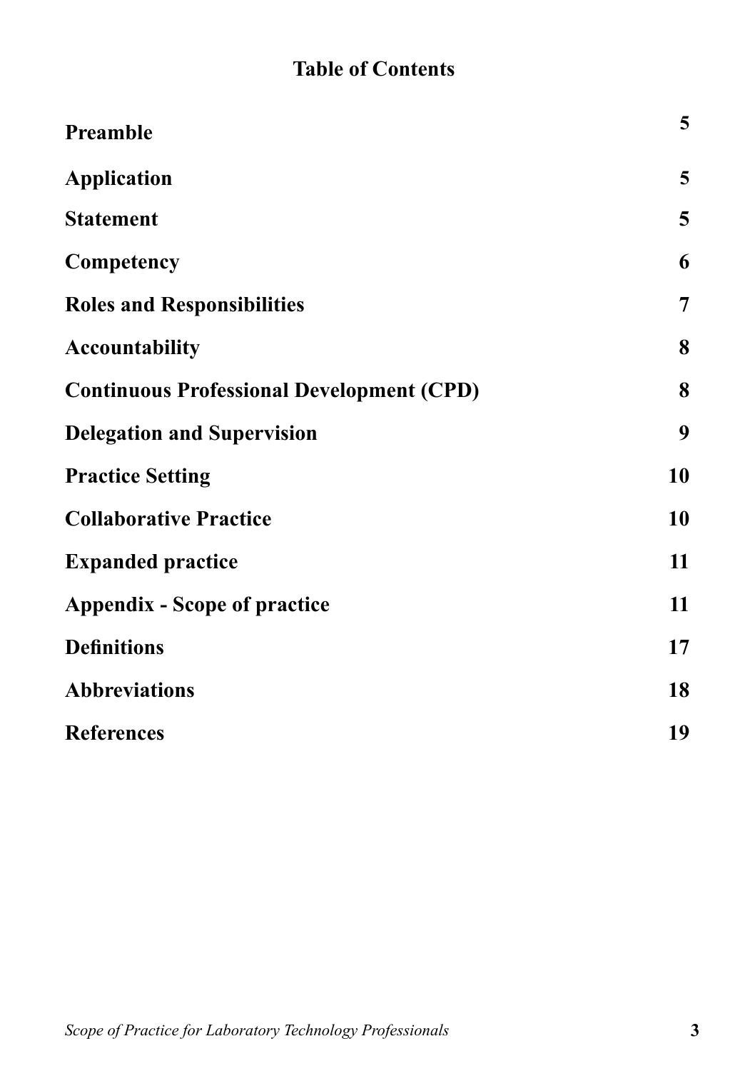# Table of Contents

| | |
|---|---|
| **Preamble** | **5** |
| **Application** | **5** |
| **Statement** | **5** |
| **Competency** | **6** |
| **Roles and Responsibilities** | **7** |
| **Accountability** | **8** |
| **Continuous Professional Development (CPD)** | **8** |
| **Delegation and Supervision** | **9** |
| **Practice Setting** | **10** |
| **Collaborative Practice** | **10** |
| **Expanded practice** | **11** |
| **Appendix - Scope of practice** | **11** |
| **Definitions** | **17** |
| **Abbreviations** | **18** |
| **References** | **19** |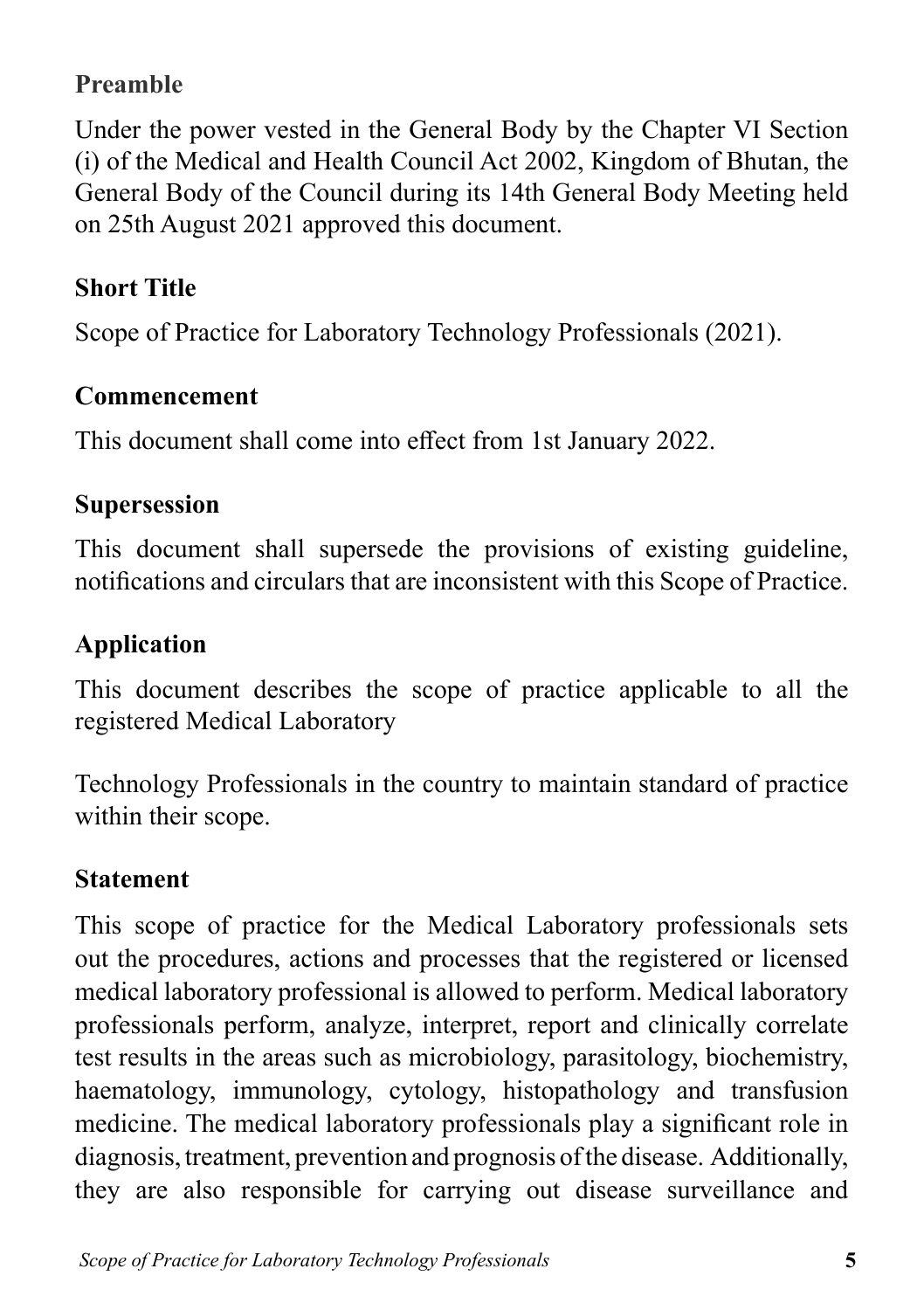## Preamble

Under the power vested in the General Body by the Chapter VI Section (i) of the Medical and Health Council Act 2002, Kingdom of Bhutan, the General Body of the Council during its 14th General Body Meeting held on 25th August 2021 approved this document.

## Short Title

Scope of Practice for Laboratory Technology Professionals (2021).

## Commencement

This document shall come into effect from 1st January 2022.

## Supersession

This document shall supersede the provisions of existing guideline, notifications and circulars that are inconsistent with this Scope of Practice.

## Application

This document describes the scope of practice applicable to all the registered Medical Laboratory

Technology Professionals in the country to maintain standard of practice within their scope.

## Statement

This scope of practice for the Medical Laboratory professionals sets out the procedures, actions and processes that the registered or licensed medical laboratory professional is allowed to perform. Medical laboratory professionals perform, analyze, interpret, report and clinically correlate test results in the areas such as microbiology, parasitology, biochemistry, haematology, immunology, cytology, histopathology and transfusion medicine. The medical laboratory professionals play a significant role in diagnosis, treatment, prevention and prognosis of the disease. Additionally, they are also responsible for carrying out disease surveillance and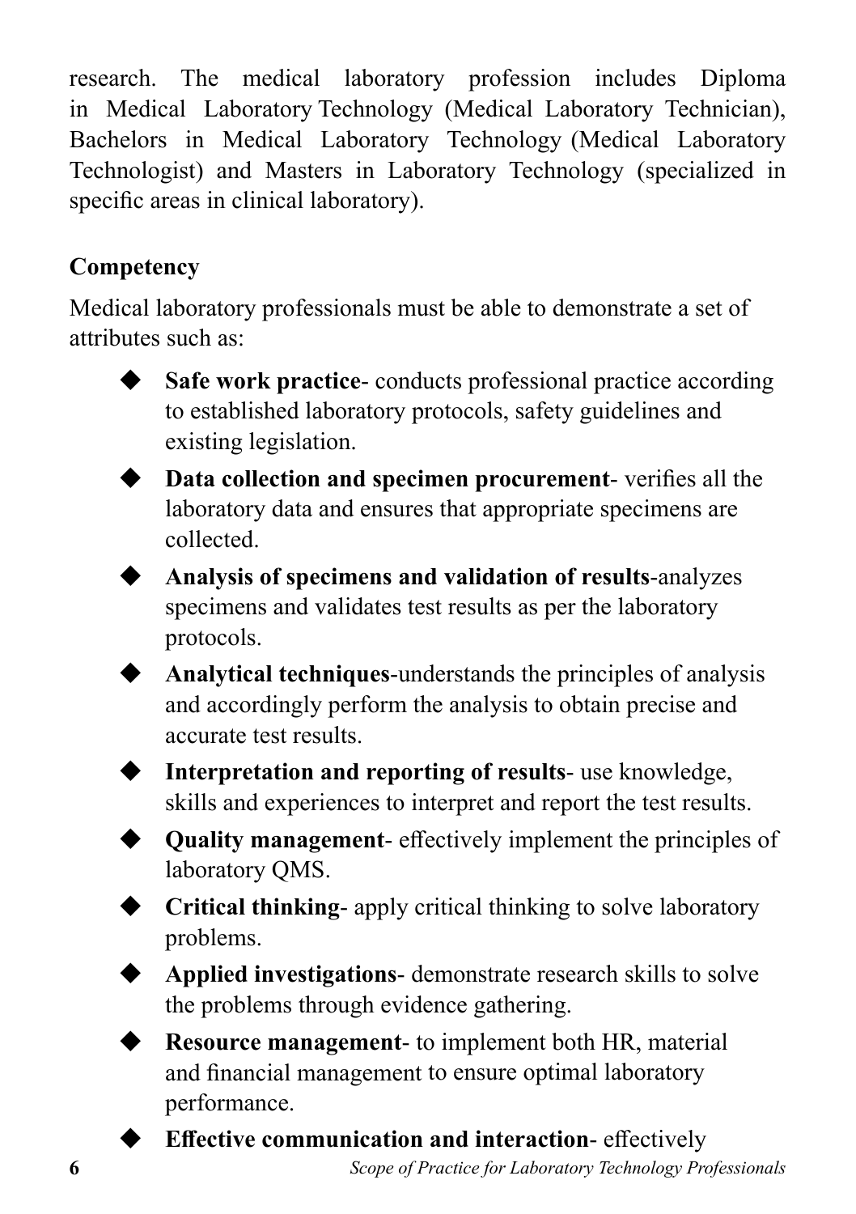research. The medical laboratory profession includes Diploma in Medical Laboratory Technology (Medical Laboratory Technician), Bachelors in Medical Laboratory Technology (Medical Laboratory Technologist) and Masters in Laboratory Technology (specialized in specific areas in clinical laboratory).

## Competency

Medical laboratory professionals must be able to demonstrate a set of attributes such as:

- **Safe work practice**- conducts professional practice according to established laboratory protocols, safety guidelines and existing legislation.
- **Data collection and specimen procurement**- verifies all the laboratory data and ensures that appropriate specimens are collected.
- **Analysis of specimens and validation of results**-analyzes specimens and validates test results as per the laboratory protocols.
- **Analytical techniques**-understands the principles of analysis and accordingly perform the analysis to obtain precise and accurate test results.
- **Interpretation and reporting of results**- use knowledge, skills and experiences to interpret and report the test results.
- **Quality management**- effectively implement the principles of laboratory QMS.
- **Critical thinking**- apply critical thinking to solve laboratory problems.
- **Applied investigations**- demonstrate research skills to solve the problems through evidence gathering.
- **Resource management**- to implement both HR, material and financial management to ensure optimal laboratory performance.
- **Effective communication and interaction**- effectively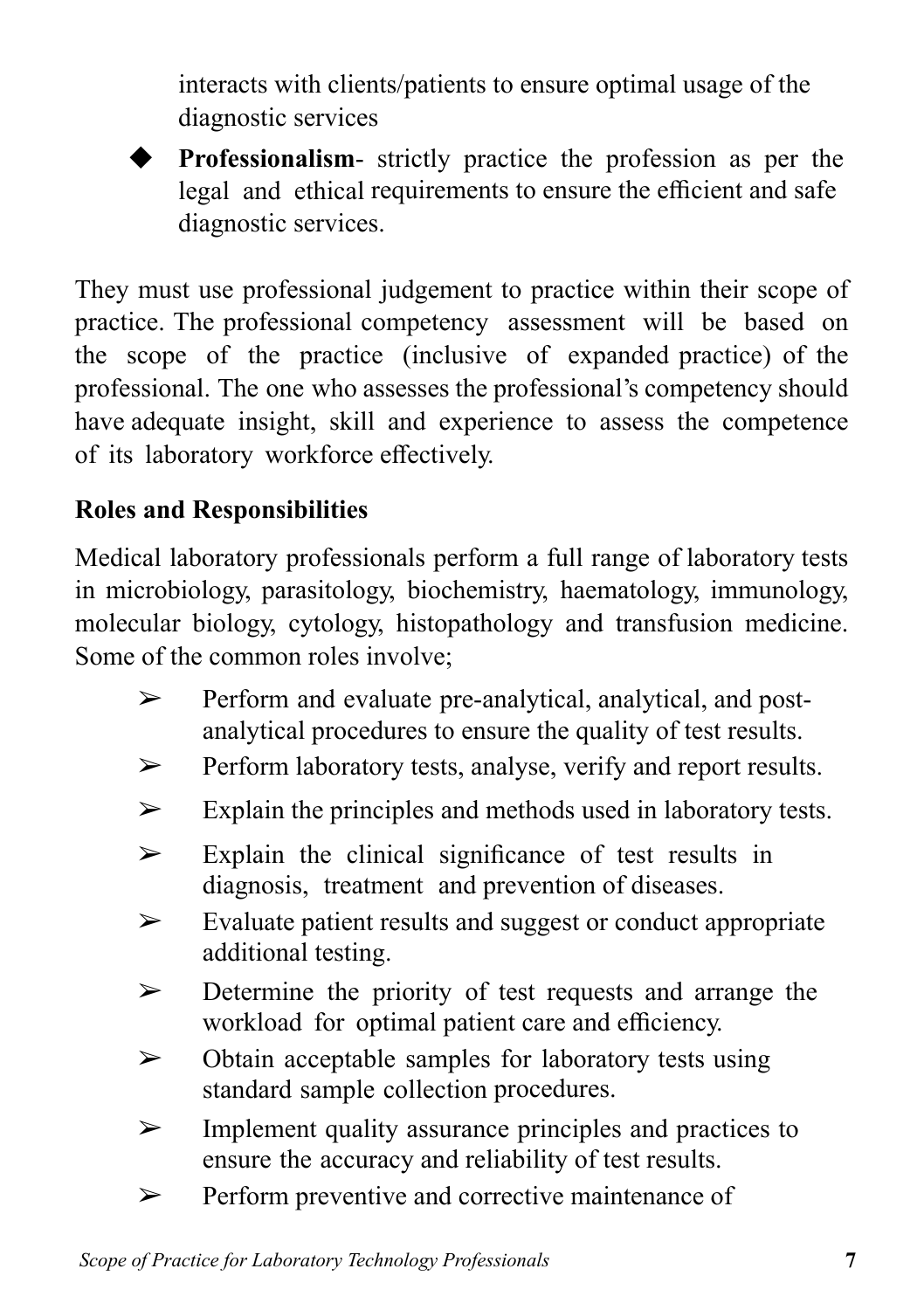interacts with clients/patients to ensure optimal usage of the diagnostic services

- **Professionalism**- strictly practice the profession as per the legal and ethical requirements to ensure the efficient and safe diagnostic services.

They must use professional judgement to practice within their scope of practice. The professional competency assessment will be based on the scope of the practice (inclusive of expanded practice) of the professional. The one who assesses the professional's competency should have adequate insight, skill and experience to assess the competence of its laboratory workforce effectively.

**Roles and Responsibilities**

Medical laboratory professionals perform a full range of laboratory tests in microbiology, parasitology, biochemistry, haematology, immunology, molecular biology, cytology, histopathology and transfusion medicine. Some of the common roles involve;

- Perform and evaluate pre-analytical, analytical, and post-analytical procedures to ensure the quality of test results.
- Perform laboratory tests, analyse, verify and report results.
- Explain the principles and methods used in laboratory tests.
- Explain the clinical significance of test results in diagnosis, treatment and prevention of diseases.
- Evaluate patient results and suggest or conduct appropriate additional testing.
- Determine the priority of test requests and arrange the workload for optimal patient care and efficiency.
- Obtain acceptable samples for laboratory tests using standard sample collection procedures.
- Implement quality assurance principles and practices to ensure the accuracy and reliability of test results.
- Perform preventive and corrective maintenance of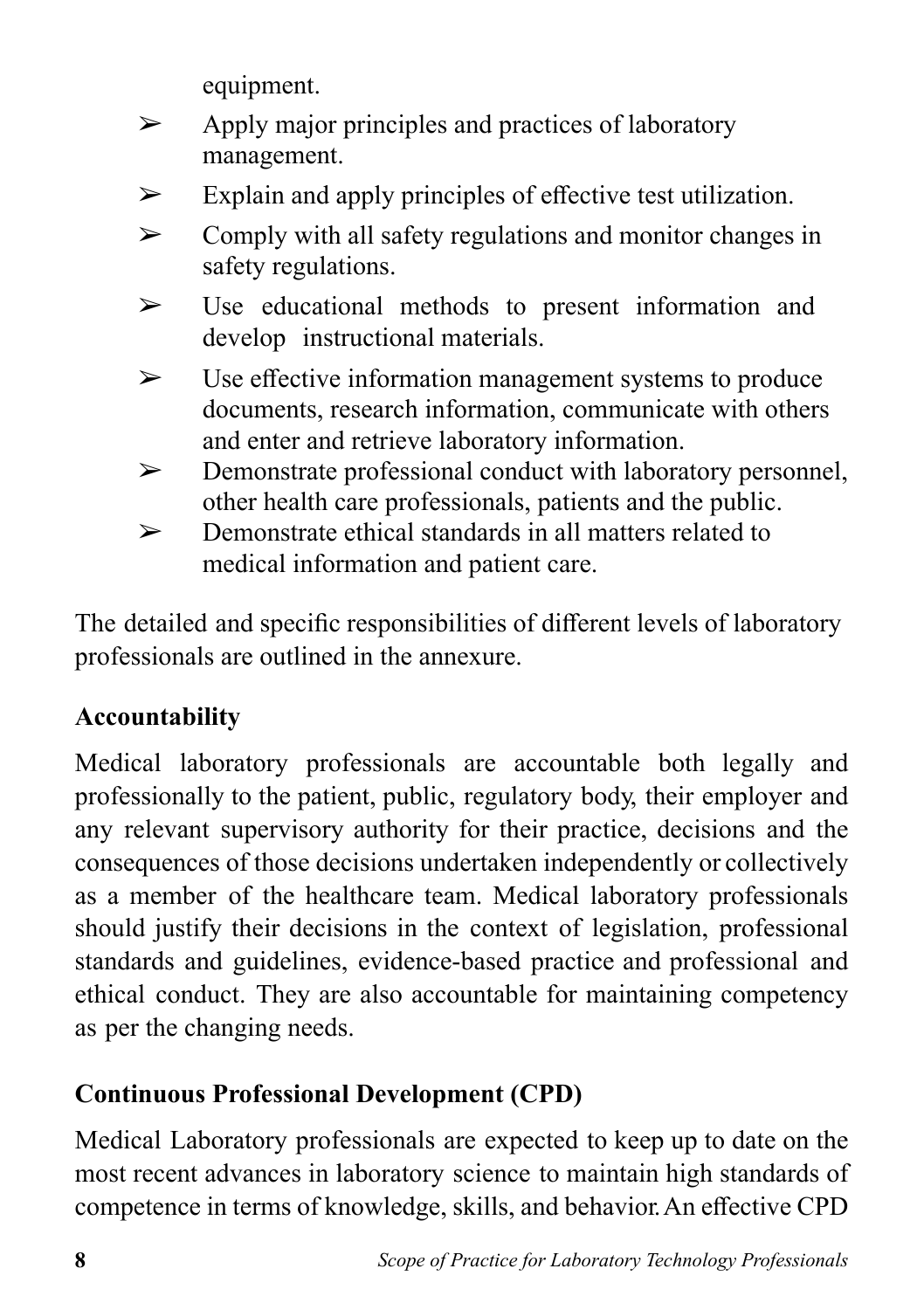equipment.

- Apply major principles and practices of laboratory management.
- Explain and apply principles of effective test utilization.
- Comply with all safety regulations and monitor changes in safety regulations.
- Use educational methods to present information and develop instructional materials.
- Use effective information management systems to produce documents, research information, communicate with others and enter and retrieve laboratory information.
- Demonstrate professional conduct with laboratory personnel, other health care professionals, patients and the public.
- Demonstrate ethical standards in all matters related to medical information and patient care.

The detailed and specific responsibilities of different levels of laboratory professionals are outlined in the annexure.

**Accountability**

Medical laboratory professionals are accountable both legally and professionally to the patient, public, regulatory body, their employer and any relevant supervisory authority for their practice, decisions and the consequences of those decisions undertaken independently or collectively as a member of the healthcare team. Medical laboratory professionals should justify their decisions in the context of legislation, professional standards and guidelines, evidence-based practice and professional and ethical conduct. They are also accountable for maintaining competency as per the changing needs.

**Continuous Professional Development (CPD)**

Medical Laboratory professionals are expected to keep up to date on the most recent advances in laboratory science to maintain high standards of competence in terms of knowledge, skills, and behavior. An effective CPD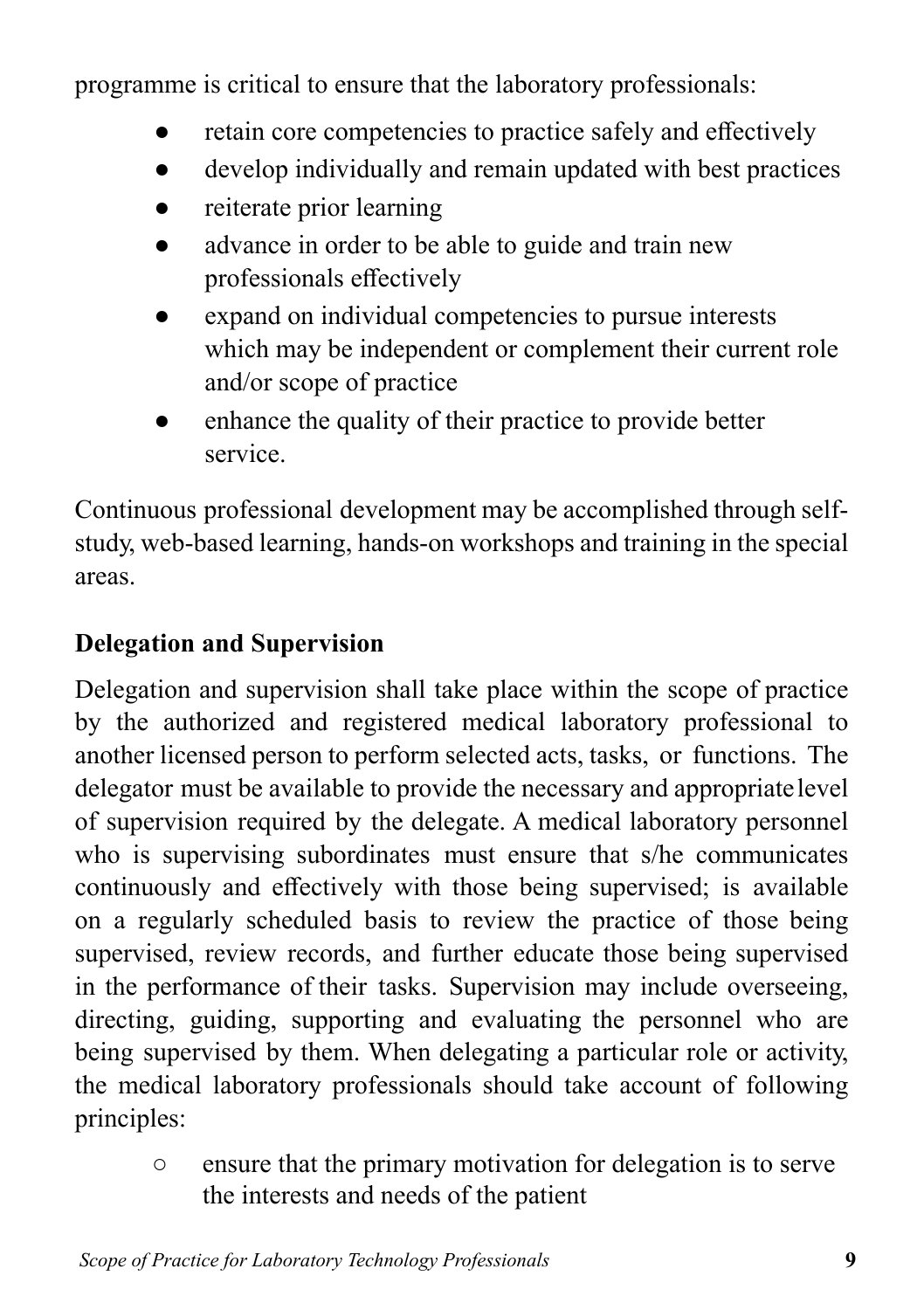programme is critical to ensure that the laboratory professionals:

- retain core competencies to practice safely and effectively
- develop individually and remain updated with best practices
- reiterate prior learning
- advance in order to be able to guide and train new professionals effectively
- expand on individual competencies to pursue interests which may be independent or complement their current role and/or scope of practice
- enhance the quality of their practice to provide better service.

Continuous professional development may be accomplished through self-study, web-based learning, hands-on workshops and training in the special areas.

**Delegation and Supervision**

Delegation and supervision shall take place within the scope of practice by the authorized and registered medical laboratory professional to another licensed person to perform selected acts, tasks, or functions. The delegator must be available to provide the necessary and appropriate level of supervision required by the delegate. A medical laboratory personnel who is supervising subordinates must ensure that s/he communicates continuously and effectively with those being supervised; is available on a regularly scheduled basis to review the practice of those being supervised, review records, and further educate those being supervised in the performance of their tasks. Supervision may include overseeing, directing, guiding, supporting and evaluating the personnel who are being supervised by them. When delegating a particular role or activity, the medical laboratory professionals should take account of following principles:

- ensure that the primary motivation for delegation is to serve the interests and needs of the patient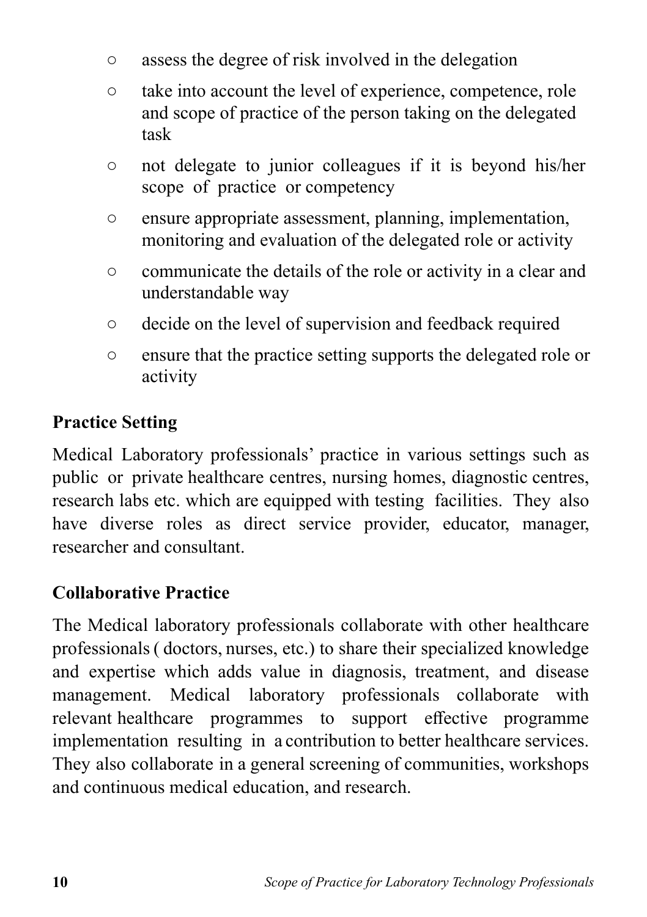- assess the degree of risk involved in the delegation
- take into account the level of experience, competence, role and scope of practice of the person taking on the delegated task
- not delegate to junior colleagues if it is beyond his/her scope of practice or competency
- ensure appropriate assessment, planning, implementation, monitoring and evaluation of the delegated role or activity
- communicate the details of the role or activity in a clear and understandable way
- decide on the level of supervision and feedback required
- ensure that the practice setting supports the delegated role or activity

**Practice Setting**

Medical Laboratory professionals' practice in various settings such as public or private healthcare centres, nursing homes, diagnostic centres, research labs etc. which are equipped with testing facilities. They also have diverse roles as direct service provider, educator, manager, researcher and consultant.

**Collaborative Practice**

The Medical laboratory professionals collaborate with other healthcare professionals ( doctors, nurses, etc.) to share their specialized knowledge and expertise which adds value in diagnosis, treatment, and disease management. Medical laboratory professionals collaborate with relevant healthcare programmes to support effective programme implementation resulting in a contribution to better healthcare services. They also collaborate in a general screening of communities, workshops and continuous medical education, and research.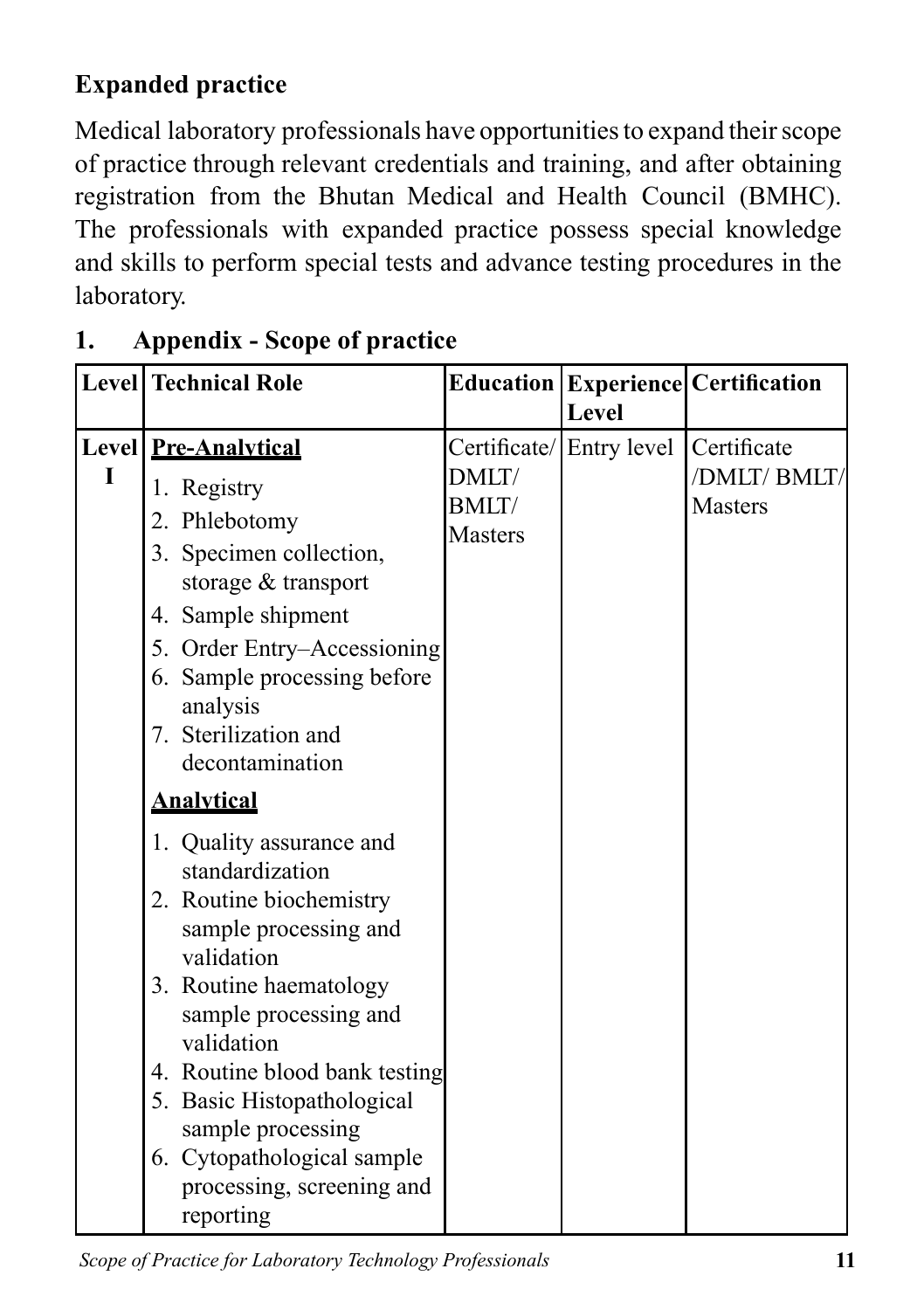**Expanded practice**

Medical laboratory professionals have opportunities to expand their scope of practice through relevant credentials and training, and after obtaining registration from the Bhutan Medical and Health Council (BMHC). The professionals with expanded practice possess special knowledge and skills to perform special tests and advance testing procedures in the laboratory.

## 1. Appendix - Scope of practice

| Level | Technical Role | Education | Experience Level | Certification |
|---|---|---|---|---|
| Level I | **<u>Pre-Analytical</u>**<br>1. Registry<br>2. Phlebotomy<br>3. Specimen collection, storage & transport<br>4. Sample shipment<br>5. Order Entry–Accessioning<br>6. Sample processing before analysis<br>7. Sterilization and decontamination<br>**<u>Analytical</u>**<br>1. Quality assurance and standardization<br>2. Routine biochemistry sample processing and validation<br>3. Routine haematology sample processing and validation<br>4. Routine blood bank testing<br>5. Basic Histopathological sample processing<br>6. Cytopathological sample processing, screening and reporting | Certificate/ DMLT/ BMLT/ Masters | Entry level | Certificate /DMLT/ BMLT/ Masters |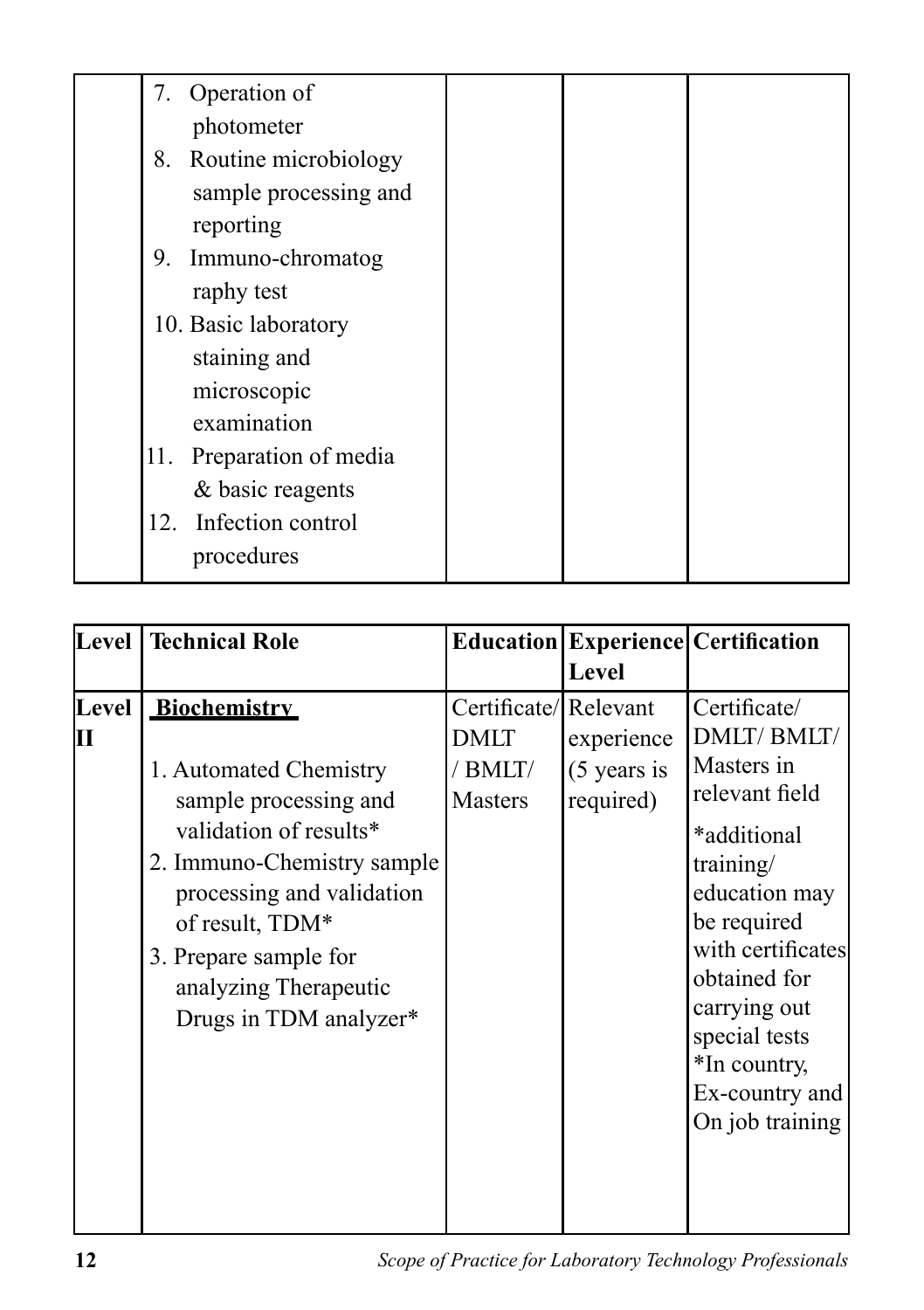| | | | | |
|---|---|---|---|---|
| | 7. Operation of photometer<br>8. Routine microbiology sample processing and reporting<br>9. Immuno-chromatog raphy test<br>10. Basic laboratory staining and microscopic examination<br>11. Preparation of media & basic reagents<br>12. Infection control procedures | | | |

| Level | Technical Role | Education | Experience Level | Certification |
|---|---|---|---|---|
| Level II | **Biochemistry**<br><br>1. Automated Chemistry sample processing and validation of results*<br>2. Immuno-Chemistry sample processing and validation of result, TDM*<br>3. Prepare sample for analyzing Therapeutic Drugs in TDM analyzer* | Certificate/ DMLT / BMLT/ Masters | Relevant experience (5 years is required) | Certificate/ DMLT/ BMLT/ Masters in relevant field<br><br>*additional training/ education may be required with certificates obtained for carrying out special tests *In country, Ex-country and On job training |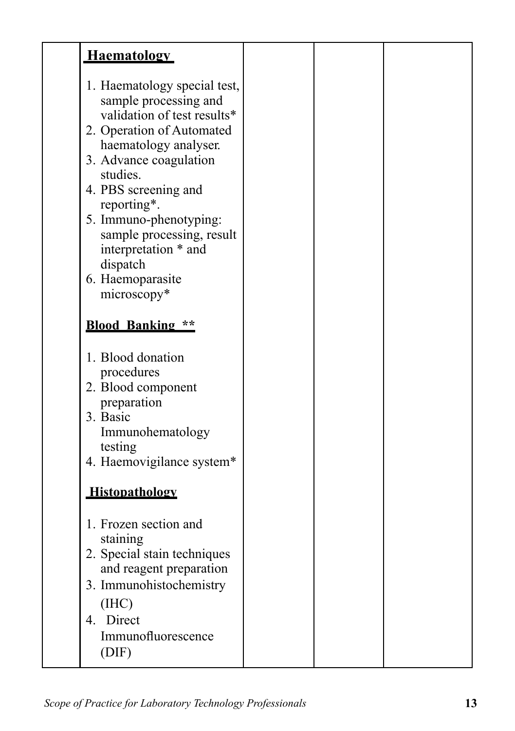|  |  |  |  |  |
|---|---|---|---|---|
|  | **Haematology**<br><br>1. Haematology special test, sample processing and validation of test results*<br>2. Operation of Automated haematology analyser.<br>3. Advance coagulation studies.<br>4. PBS screening and reporting*.<br>5. Immuno-phenotyping: sample processing, result interpretation * and dispatch<br>6. Haemoparasite microscopy*<br><br>**Blood Banking \*\***<br><br>1. Blood donation procedures<br>2. Blood component preparation<br>3. Basic Immunohematology testing<br>4. Haemovigilance system*<br><br>**Histopathology**<br><br>1. Frozen section and staining<br>2. Special stain techniques and reagent preparation<br>3. Immunohistochemistry (IHC)<br>4. Direct Immunofluorescence (DIF) |  |  |  |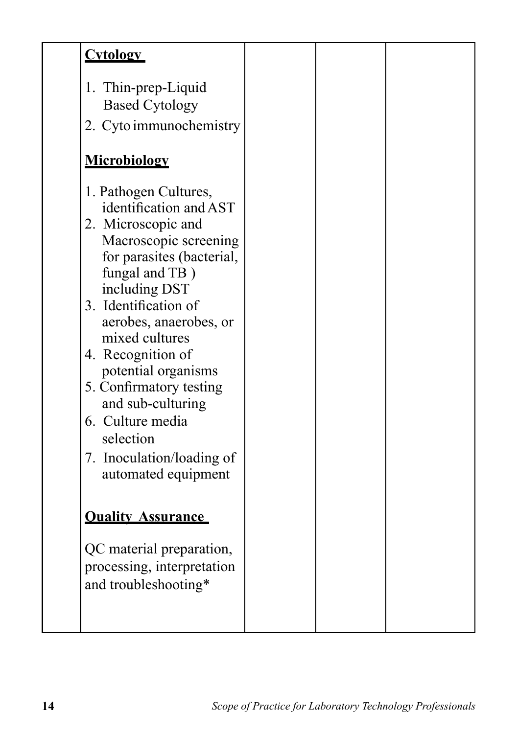| | | | | |
|---|---|---|---|---|
| | **Cytology**<br><br>1. Thin-prep-Liquid Based Cytology<br>2. Cyto immunochemistry<br><br>**Microbiology**<br><br>1. Pathogen Cultures, identification and AST<br>2. Microscopic and Macroscopic screening for parasites (bacterial, fungal and TB ) including DST<br>3. Identification of aerobes, anaerobes, or mixed cultures<br>4. Recognition of potential organisms<br>5. Confirmatory testing and sub-culturing<br>6. Culture media selection<br>7. Inoculation/loading of automated equipment<br><br>**Quality Assurance**<br><br>QC material preparation, processing, interpretation and troubleshooting* | | | |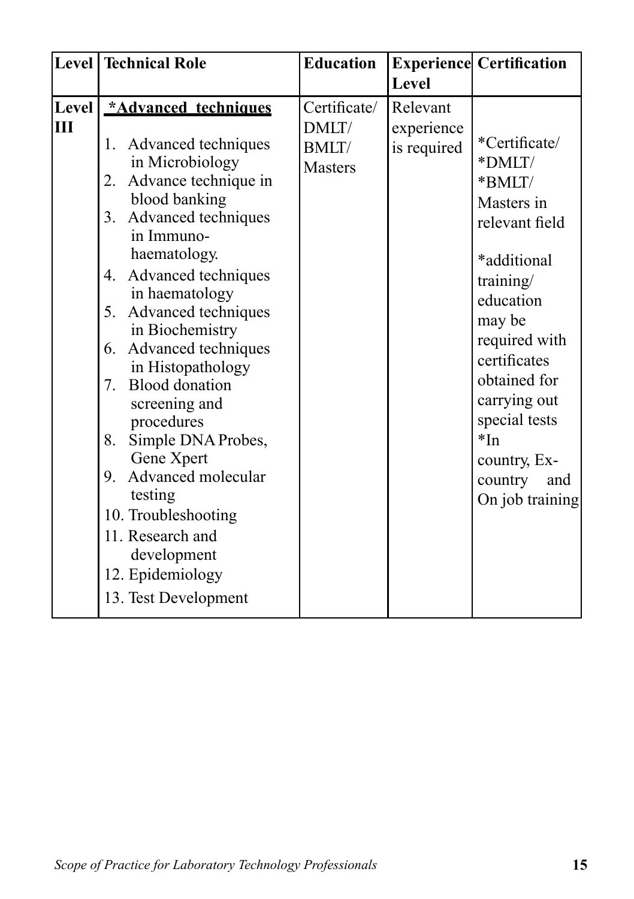| Level | Technical Role | Education | Experience Level | Certification |
|---|---|---|---|---|
| Level III | **<u>*Advanced techniques</u>**<br>1. Advanced techniques in Microbiology<br>2. Advance technique in blood banking<br>3. Advanced techniques in Immuno-haematology.<br>4. Advanced techniques in haematology<br>5. Advanced techniques in Biochemistry<br>6. Advanced techniques in Histopathology<br>7. Blood donation screening and procedures<br>8. Simple DNA Probes, Gene Xpert<br>9. Advanced molecular testing<br>10. Troubleshooting<br>11. Research and development<br>12. Epidemiology<br>13. Test Development | Certificate/ DMLT/ BMLT/ Masters | Relevant experience is required | *Certificate/ *DMLT/ *BMLT/ Masters in relevant field<br><br>*additional training/ education may be required with certificates obtained for carrying out special tests<br>*In country, Ex-country and On job training |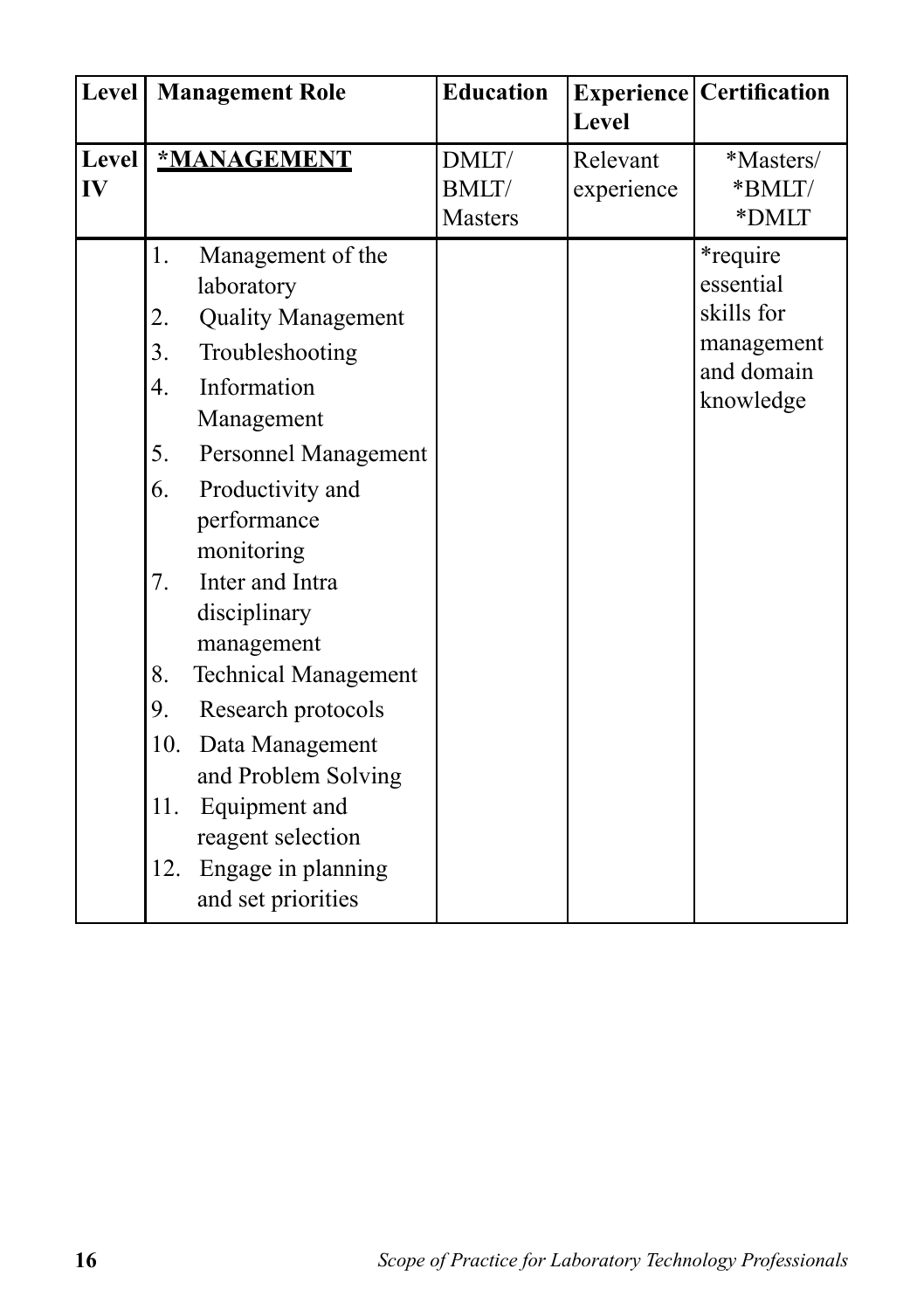| Level | Management Role | Education | Experience Level | Certification |
|---|---|---|---|---|
| Level IV | ***MANAGEMENT** | DMLT/ BMLT/ Masters | Relevant experience | *Masters/ *BMLT/ *DMLT |
| | 1. Management of the laboratory<br>2. Quality Management<br>3. Troubleshooting<br>4. Information Management<br>5. Personnel Management<br>6. Productivity and performance monitoring<br>7. Inter and Intra disciplinary management<br>8. Technical Management<br>9. Research protocols<br>10. Data Management and Problem Solving<br>11. Equipment and reagent selection<br>12. Engage in planning and set priorities | | | *require essential skills for management and domain knowledge |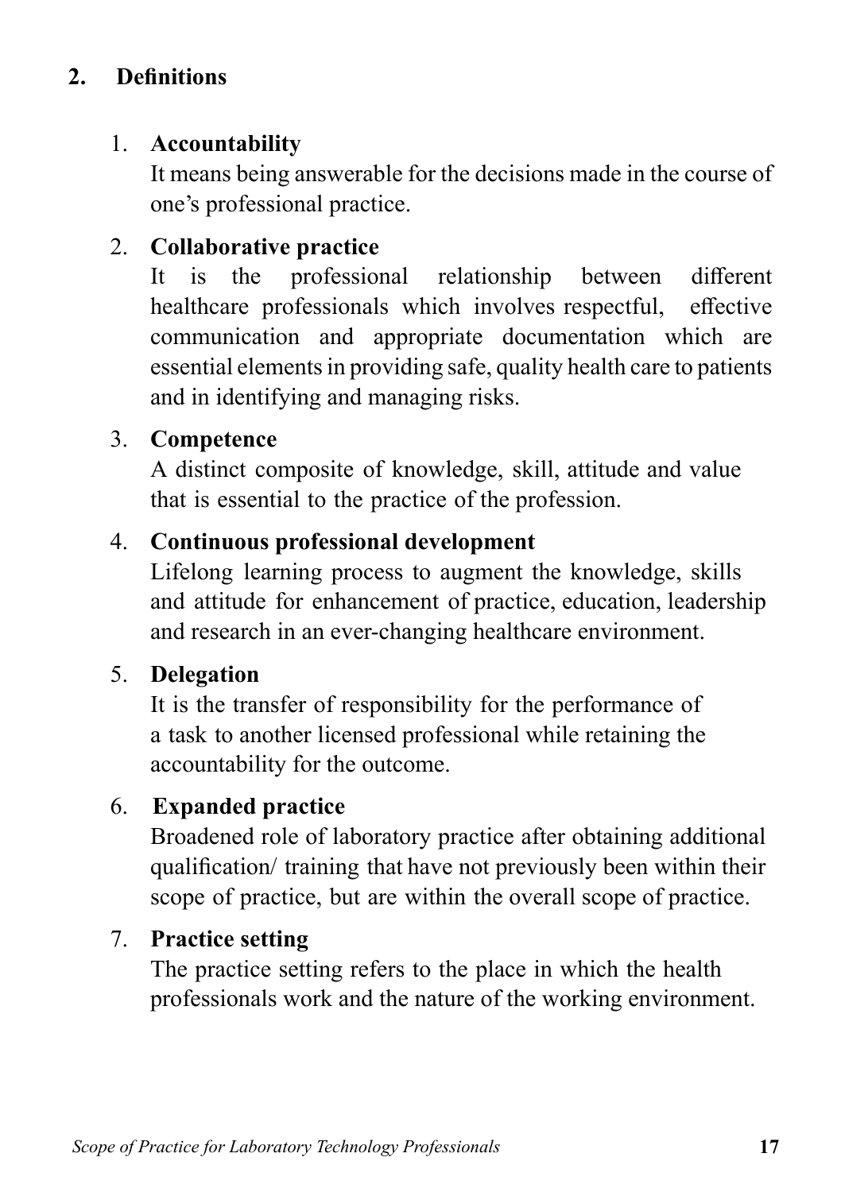## 2. Definitions

1. **Accountability**

   It means being answerable for the decisions made in the course of one's professional practice.

2. **Collaborative practice**

   It is the professional relationship between different healthcare professionals which involves respectful, effective communication and appropriate documentation which are essential elements in providing safe, quality health care to patients and in identifying and managing risks.

3. **Competence**

   A distinct composite of knowledge, skill, attitude and value that is essential to the practice of the profession.

4. **Continuous professional development**

   Lifelong learning process to augment the knowledge, skills and attitude for enhancement of practice, education, leadership and research in an ever-changing healthcare environment.

5. **Delegation**

   It is the transfer of responsibility for the performance of a task to another licensed professional while retaining the accountability for the outcome.

6. **Expanded practice**

   Broadened role of laboratory practice after obtaining additional qualification/ training that have not previously been within their scope of practice, but are within the overall scope of practice.

7. **Practice setting**

   The practice setting refers to the place in which the health professionals work and the nature of the working environment.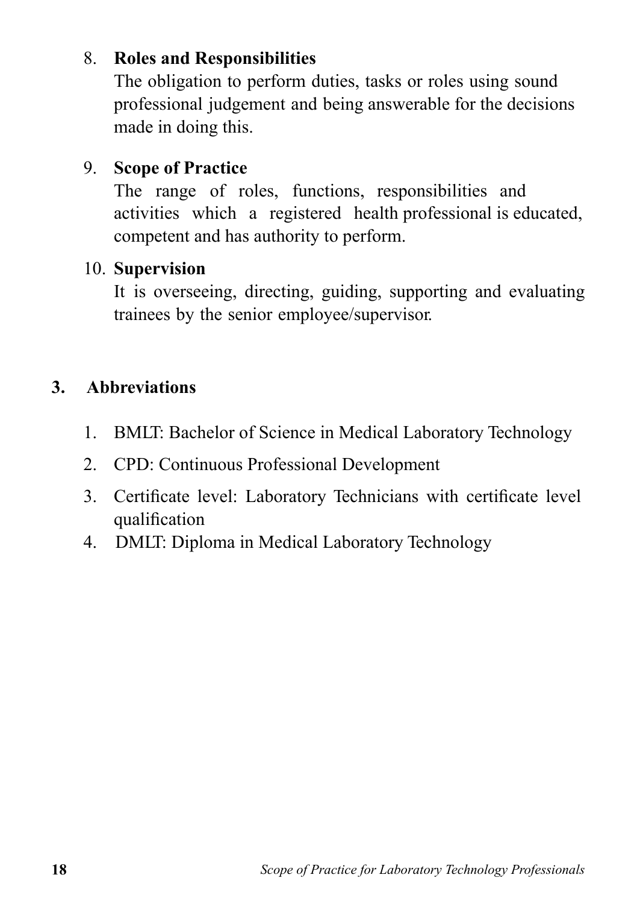8. **Roles and Responsibilities**
   The obligation to perform duties, tasks or roles using sound professional judgement and being answerable for the decisions made in doing this.

9. **Scope of Practice**
   The range of roles, functions, responsibilities and activities which a registered health professional is educated, competent and has authority to perform.

10. **Supervision**
    It is overseeing, directing, guiding, supporting and evaluating trainees by the senior employee/supervisor.

## 3. Abbreviations

1. BMLT: Bachelor of Science in Medical Laboratory Technology
2. CPD: Continuous Professional Development
3. Certificate level: Laboratory Technicians with certificate level qualification
4. DMLT: Diploma in Medical Laboratory Technology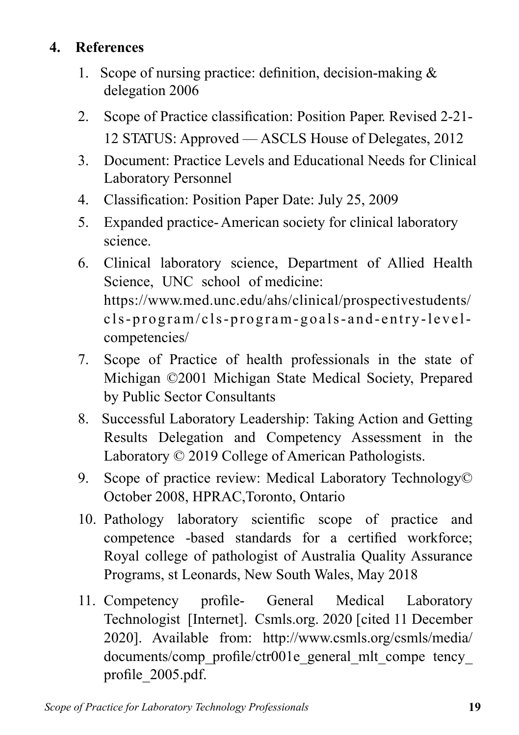## 4. References

1. Scope of nursing practice: definition, decision-making & delegation 2006
2. Scope of Practice classification: Position Paper. Revised 2-21-12 STATUS: Approved — ASCLS House of Delegates, 2012
3. Document: Practice Levels and Educational Needs for Clinical Laboratory Personnel
4. Classification: Position Paper Date: July 25, 2009
5. Expanded practice- American society for clinical laboratory science.
6. Clinical laboratory science, Department of Allied Health Science, UNC school of medicine: https://www.med.unc.edu/ahs/clinical/prospectivestudents/cls-program/cls-program-goals-and-entry-level-competencies/
7. Scope of Practice of health professionals in the state of Michigan ©2001 Michigan State Medical Society, Prepared by Public Sector Consultants
8. Successful Laboratory Leadership: Taking Action and Getting Results Delegation and Competency Assessment in the Laboratory © 2019 College of American Pathologists.
9. Scope of practice review: Medical Laboratory Technology© October 2008, HPRAC,Toronto, Ontario
10. Pathology laboratory scientific scope of practice and competence -based standards for a certified workforce; Royal college of pathologist of Australia Quality Assurance Programs, st Leonards, New South Wales, May 2018
11. Competency profile- General Medical Laboratory Technologist [Internet]. Csmls.org. 2020 [cited 11 December 2020]. Available from: http://www.csmls.org/csmls/media/documents/comp_profile/ctr001e_general_mlt_compe tency_profile_2005.pdf.